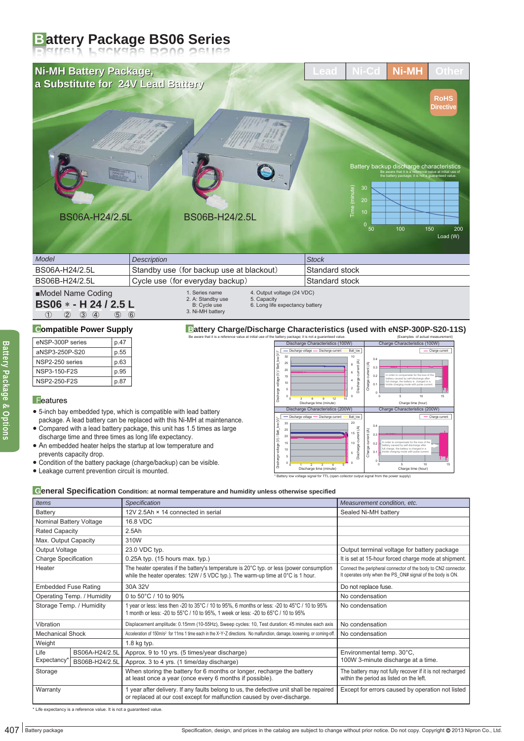# Battery Package BS06 Series

## Ni-MH Battery Package, a Substitute for 24V Lead Battery

Lead | Ni-Cd | Ni-MH | Other

RoHS Directive

BS06A-H24/2.5L

BS06B-H24/2.5L

Battery backup discharge characteristics

Be aware that it is a reference value at initial use of the battery package; it is not a guaranteed value.

| Model | Description | Stock |
|---|---|---|
| BS06A-H24/2.5L | Standby use (for backup use at blackout) | Standard stock |
| BS06B-H24/2.5L | Cycle use (for everyday backup) | Standard stock |

■Model Name Coding

**BS06 * - H 24 / 2.5 L**

① ② ③ ④ ⑤ ⑥

1. Series name
2. A: Standby use
   B: Cycle use
3. Ni-MH battery
4. Output voltage (24 VDC)
5. Capacity
6. Long life expectancy battery

## Compatible Power Supply

| eNSP-300P series | p.47 |
|---|---|
| aNSP3-250P-S20 | p.55 |
| NSP2-250 series | p.63 |
| NSP3-150-F2S | p.95 |
| NSP2-250-F2S | p.87 |

## Features

- 5-inch bay embedded type, which is compatible with lead battery package. A lead battery can be replaced with this Ni-MH battery at maintenance.
- Compared with a lead battery package, this unit has 1.5 times as large discharge time and three times as long life expectancy.
- An embedded heater helps the startup at low temperature and prevents capacity drop.
- Condition of the battery package (charge/backup) can be visible.
- Leakage current prevention circuit is mounted.

## Battery Charge/Discharge Characteristics (used with eNSP-300P-S20-11S)

Be aware that it is a reference value at initial use of the battery package; it is not a guaranteed value. (Examples of actual measurement)

Discharge Characteristics (100W) / Charge Characteristics (100W) / Discharge Characteristics (200W) / Charge Characteristics (200W)

In order to compensate for the loss of the battery caused by self-discharge after full charge, the battery is charged in a trickle charging mode with pulse current.

* Battery low voltage signal for TTL (open collector output signal from the power supply)

## General Specification Condition: at normal temperature and humidity unless otherwise specified

| Items | | Specification | Measurement condition, etc. |
|---|---|---|---|
| Battery | | 12V 2.5Ah × 14 connected in serial | Sealed Ni-MH battery |
| Nominal Battery Voltage | | 16.8 VDC | |
| Rated Capacity | | 2.5Ah | |
| Max. Output Capacity | | 310W | |
| Output Voltage | | 23.0 VDC typ. | Output terminal voltage for battery package |
| Charge Specification | | 0.25A typ. (15 hours max. typ.) | It is set at 15-hour forced charge mode at shipment. |
| Heater | | The heater operates if the battery's temperature is 20°C typ. or less (power consumption while the heater operates: 12W / 5 VDC typ.). The warm-up time at 0°C is 1 hour. | Connect the peripheral connector of the body to CN2 connector. It operates only when the PS_ON# signal of the body is ON. |
| Embedded Fuse Rating | | 30A 32V | Do not replace fuse. |
| Operating Temp. / Humidity | | 0 to 50°C / 10 to 90% | No condensation |
| Storage Temp. / Humidity | | 1 year or less: less then -20 to 35°C / 10 to 95%, 6 months or less: -20 to 45°C / 10 to 95% 1 month or less: -20 to 55°C / 10 to 95%, 1 week or less: -20 to 65°C / 10 to 95% | No condensation |
| Vibration | | Displacement amplitude: 0.15mm (10-55Hz), Sweep cycles: 10, Test duration: 45 minutes each axis | No condensation |
| Mechanical Shock | | Acceleration of 150m/s² for 11ms 1 time each in the X·Y·Z directions. No malfunction, damage, loosening, or coming-off. | No condensation |
| Weight | | 1.8 kg typ. | |
| Life Expectancy* | BS06A-H24/2.5L | Approx. 9 to 10 yrs. (5 times/year discharge) | Environmental temp. 30°C, 100W 3-minute discharge at a time. |
| | BS06B-H24/2.5L | Approx. 3 to 4 yrs. (1 time/day discharge) | |
| Storage | | When storing the battery for 6 months or longer, recharge the battery at least once a year (once every 6 months if possible). | The battery may not fully recover if it is not recharged within the period as listed on the left. |
| Warranty | | 1 year after delivery. If any faults belong to us, the defective unit shall be repaired or replaced at our cost except for malfunction caused by over-discharge. | Except for errors caused by operation not listed |

* Life expectancy is a reference value. It is not a guaranteed value.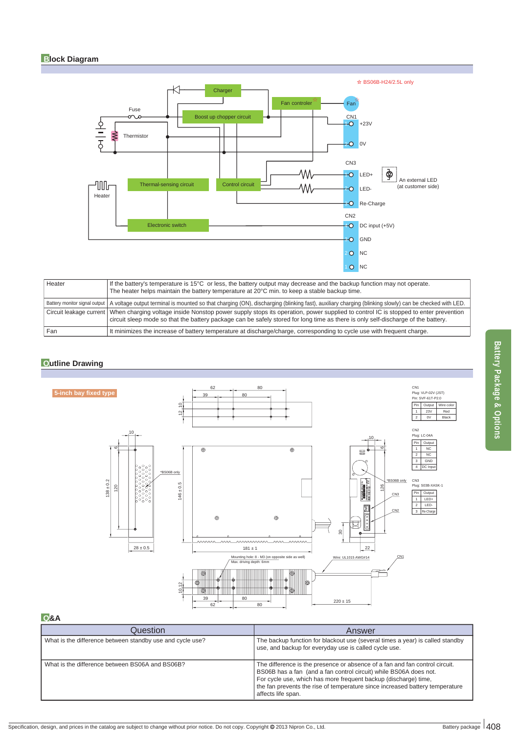## Block Diagram

☆ BS06B-H24/2.5L only

Charger

Fuse

Boost up chopper circuit

Fan controler

Fan

CN1

+23V

0V

Thermistor

CN3

LED+

LED-

Re-Charge

An external LED
(at customer side)

Heater

Thermal-sensing circuit

Control circuit

CN2

Electronic switch

DC input (+5V)

GND

NC

NC

| | |
|---|---|
| Heater | If the battery's temperature is 15°C or less, the battery output may decrease and the backup function may not operate. The heater helps maintain the battery temperature at 20°C min. to keep a stable backup time. |
| Battery monitor signal output | A voltage output terminal is mounted so that charging (ON), discharging (blinking fast), auxiliary charging (blinking slowly) can be checked with LED. |
| Circuit leakage current | When charging voltage inside Nonstop power supply stops its operation, power supplied to control IC is stopped to enter prevention circuit sleep mode so that the battery package can be safely stored for long time as there is only self-discharge of the battery. |
| Fan | It minimizes the increase of battery temperature at discharge/charge, corresponding to cycle use with frequent charge. |

## Outline Drawing

5-inch bay fixed type

CN1
Plug: VLP-02V (JST)
Pin: SVF-61T-P2.0

| Pin | Output | Wire color |
|---|---|---|
| 1 | 23V | Red |
| 2 | 0V | Black |

CN2
Plug: LC-04A

| Pin | Output |
|---|---|
| 1 | NC |
| 2 | NC |
| 3 | GND |
| 4 | DC input |

CN3
Plug: S03B-XASK-1

| Pin | Output |
|---|---|
| 1 | LED+ |
| 2 | LED- |
| 3 | Re-Charge |

62, 80, 39, 80, 12, 10, 10, 6, 138 ± 0.2, 120, 28 ± 0.5, *BS06B only, 146 ± 0.5, 181 ± 1, 10, 6, 126, 30, 22, *BS06B only, CN3, CN2

Mounting hole: 8 - M3 (on opposite side as well)
Max. driving depth: 6mm

Wire: UL1015 AWG#14

CN1

10, 12, 39, 80, 62, 80, 220 ± 15

## Q&A

| Question | Answer |
|---|---|
| What is the difference between standby use and cycle use? | The backup function for blackout use (several times a year) is called standby use, and backup for everyday use is called cycle use. |
| What is the difference between BS06A and BS06B? | The difference is the presence or absence of a fan and fan control circuit. BS06B has a fan (and a fan control circuit) while BS06A does not. For cycle use, which has more frequent backup (discharge) time, the fan prevents the rise of temperature since increased battery temperature affects life span. |